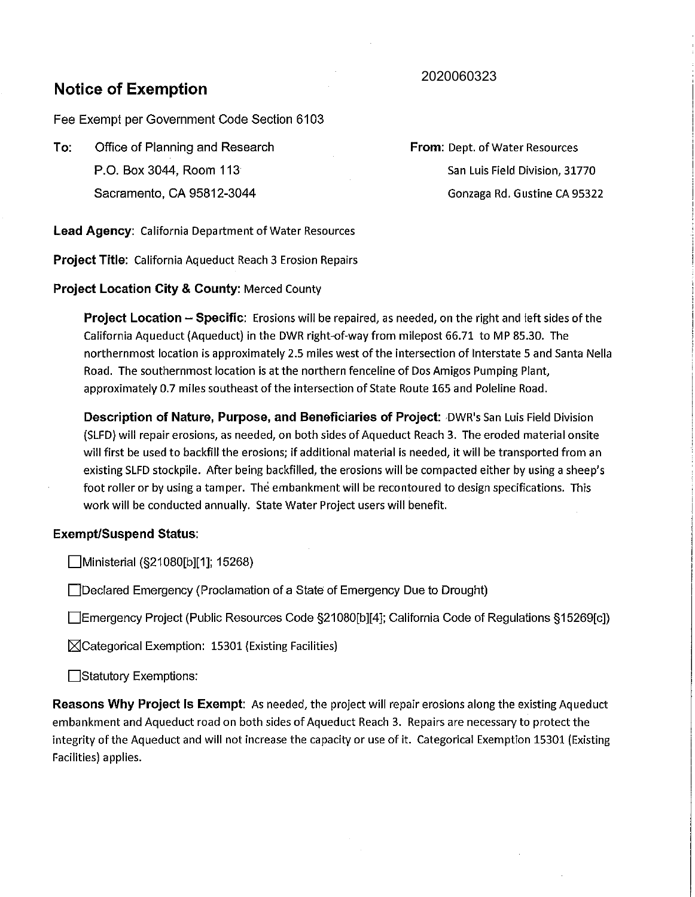2020060323

# Notice of Exemption

Fee Exempt per Government Code Section 6103

**To:** Office of Planning and Research
P.O. Box 3044, Room 113
Sacramento, CA 95812-3044

**From:** Dept. of Water Resources
San Luis Field Division, 31770
Gonzaga Rd. Gustine CA 95322

**Lead Agency:** California Department of Water Resources

**Project Title:** California Aqueduct Reach 3 Erosion Repairs

**Project Location City & County:** Merced County

**Project Location – Specific:** Erosions will be repaired, as needed, on the right and left sides of the California Aqueduct (Aqueduct) in the DWR right-of-way from milepost 66.71 to MP 85.30. The northernmost location is approximately 2.5 miles west of the intersection of Interstate 5 and Santa Nella Road. The southernmost location is at the northern fenceline of Dos Amigos Pumping Plant, approximately 0.7 miles southeast of the intersection of State Route 165 and Poleline Road.

**Description of Nature, Purpose, and Beneficiaries of Project:** DWR's San Luis Field Division (SLFD) will repair erosions, as needed, on both sides of Aqueduct Reach 3. The eroded material onsite will first be used to backfill the erosions; if additional material is needed, it will be transported from an existing SLFD stockpile. After being backfilled, the erosions will be compacted either by using a sheep's foot roller or by using a tamper. The embankment will be recontoured to design specifications. This work will be conducted annually. State Water Project users will benefit.

**Exempt/Suspend Status:**

- ☐ Ministerial (§21080[b][1]; 15268)
- ☐ Declared Emergency (Proclamation of a State of Emergency Due to Drought)
- ☐ Emergency Project (Public Resources Code §21080[b][4]; California Code of Regulations §15269[c])
- ☒ Categorical Exemption: 15301 (Existing Facilities)
- ☐ Statutory Exemptions:

**Reasons Why Project Is Exempt:** As needed, the project will repair erosions along the existing Aqueduct embankment and Aqueduct road on both sides of Aqueduct Reach 3. Repairs are necessary to protect the integrity of the Aqueduct and will not increase the capacity or use of it. Categorical Exemption 15301 (Existing Facilities) applies.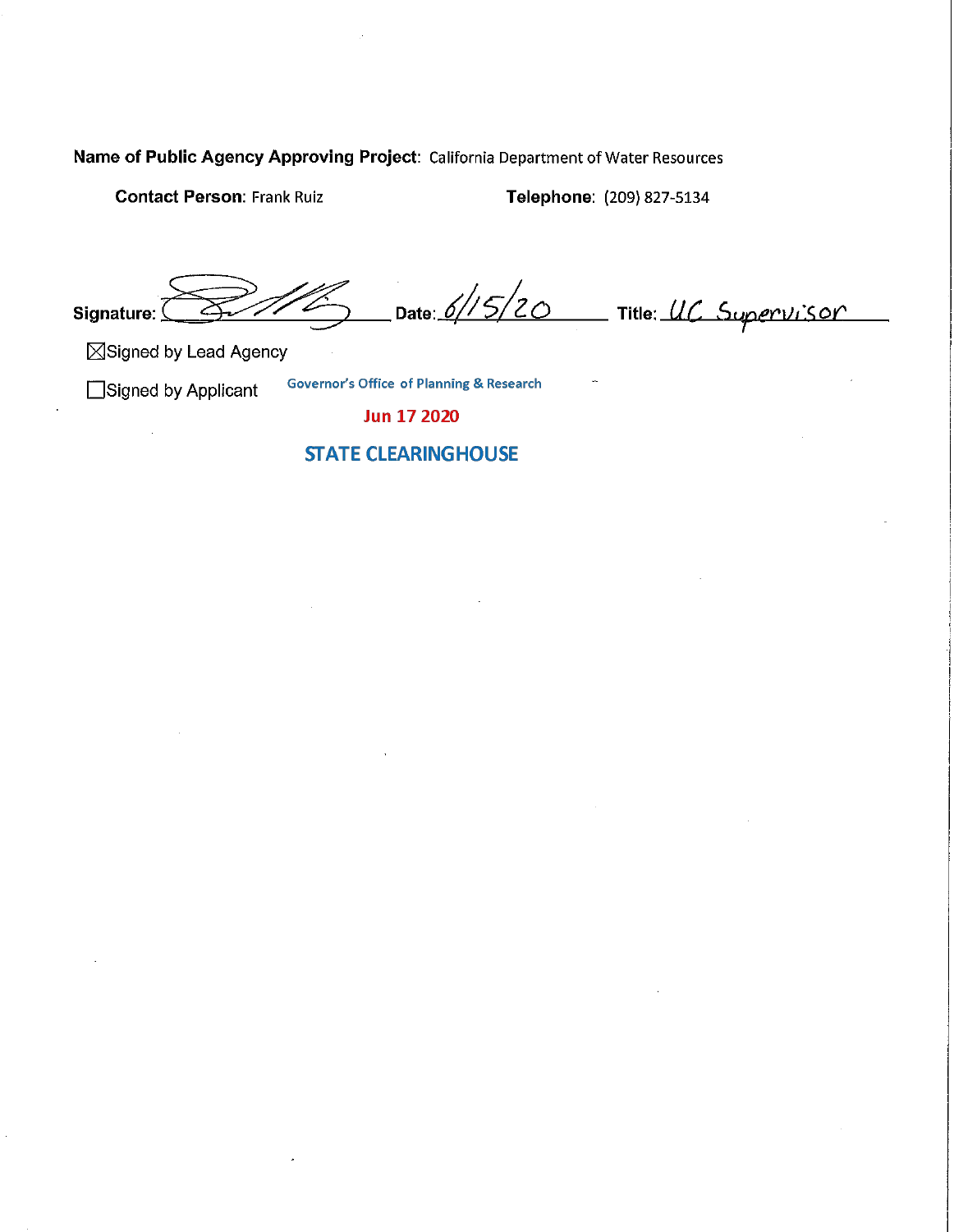**Name of Public Agency Approving Project**: California Department of Water Resources

**Contact Person**: Frank Ruiz **Telephone**: (209) 827-5134

**Signature**: _______________ **Date**: 6/15/20 **Title**: UC Supervisor

☒ Signed by Lead Agency

☐ Signed by Applicant

Governor's Office of Planning & Research

Jun 17 2020

STATE CLEARINGHOUSE